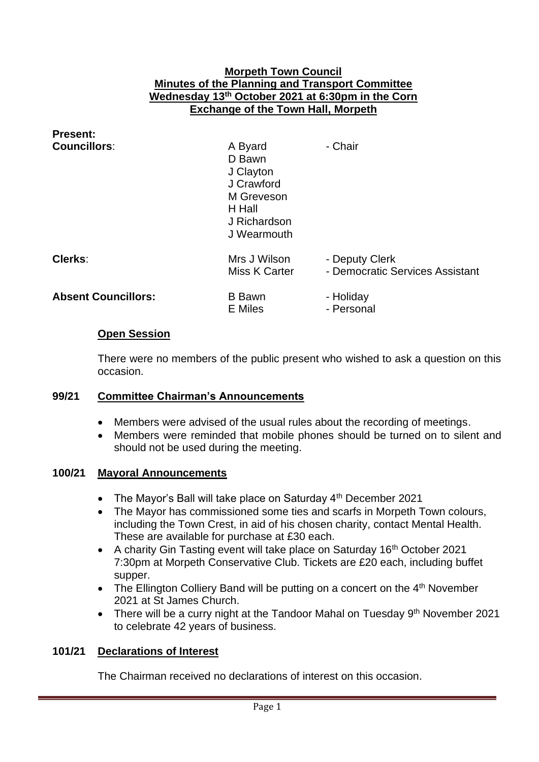# Morpeth Town Council
## Minutes of the Planning and Transport Committee
## Wednesday 13th October 2021 at 6:30pm in the Corn Exchange of the Town Hall, Morpeth

**Present:**

| | | |
|---|---|---|
| **Councillors**: | A Byard | - Chair |
| | D Bawn | |
| | J Clayton | |
| | J Crawford | |
| | M Greveson | |
| | H Hall | |
| | J Richardson | |
| | J Wearmouth | |
| **Clerks**: | Mrs J Wilson | - Deputy Clerk |
| | Miss K Carter | - Democratic Services Assistant |
| **Absent Councillors:** | B Bawn | - Holiday |
| | E Miles | - Personal |

### Open Session

There were no members of the public present who wished to ask a question on this occasion.

### 99/21 Committee Chairman's Announcements

- Members were advised of the usual rules about the recording of meetings.
- Members were reminded that mobile phones should be turned on to silent and should not be used during the meeting.

### 100/21 Mayoral Announcements

- The Mayor's Ball will take place on Saturday 4th December 2021
- The Mayor has commissioned some ties and scarfs in Morpeth Town colours, including the Town Crest, in aid of his chosen charity, contact Mental Health. These are available for purchase at £30 each.
- A charity Gin Tasting event will take place on Saturday 16th October 2021 7:30pm at Morpeth Conservative Club. Tickets are £20 each, including buffet supper.
- The Ellington Colliery Band will be putting on a concert on the 4th November 2021 at St James Church.
- There will be a curry night at the Tandoor Mahal on Tuesday 9th November 2021 to celebrate 42 years of business.

### 101/21 Declarations of Interest

The Chairman received no declarations of interest on this occasion.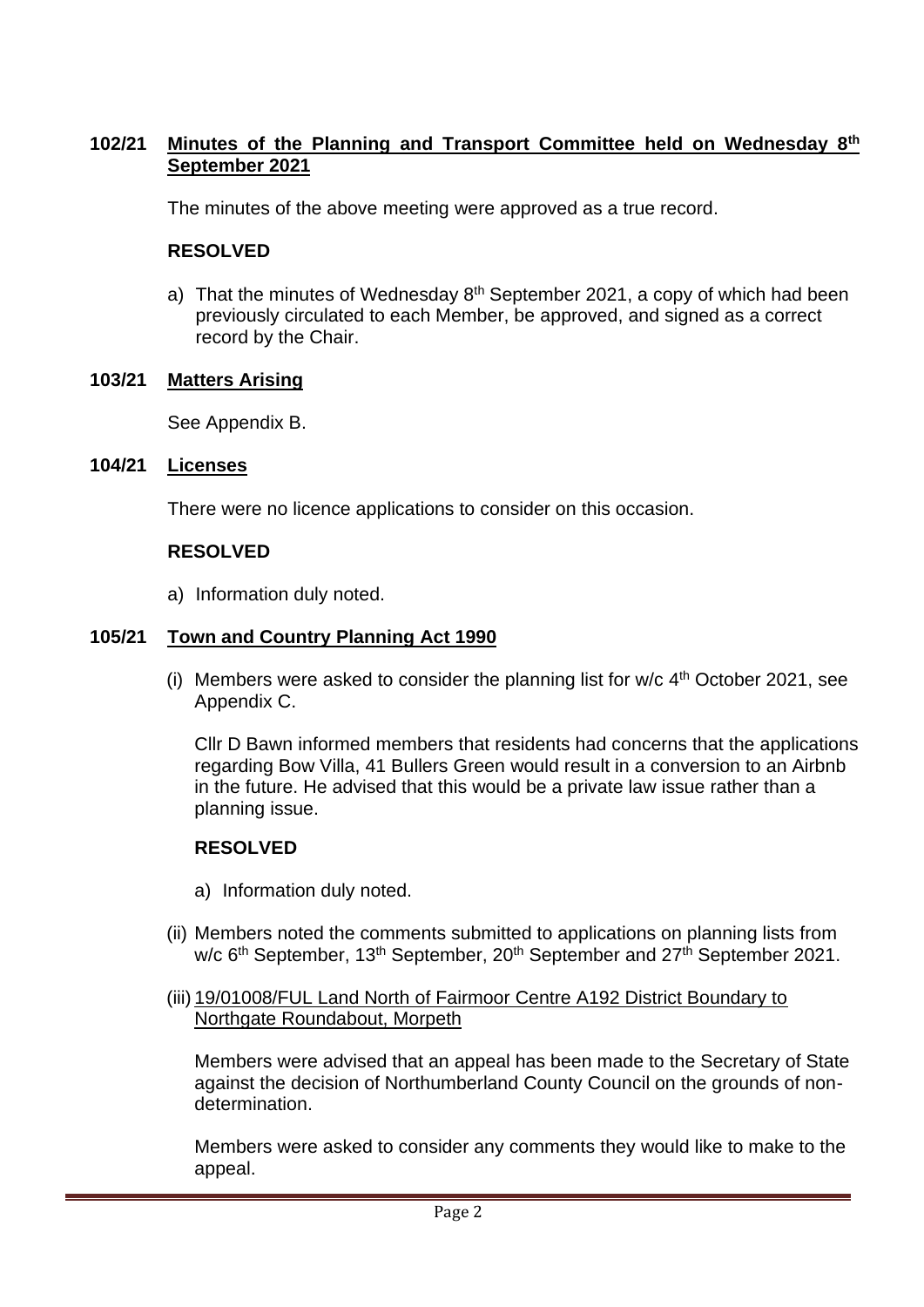**102/21 Minutes of the Planning and Transport Committee held on Wednesday 8th September 2021**

The minutes of the above meeting were approved as a true record.

**RESOLVED**

a) That the minutes of Wednesday 8th September 2021, a copy of which had been previously circulated to each Member, be approved, and signed as a correct record by the Chair.

**103/21 Matters Arising**

See Appendix B.

**104/21 Licenses**

There were no licence applications to consider on this occasion.

**RESOLVED**

a) Information duly noted.

**105/21 Town and Country Planning Act 1990**

(i) Members were asked to consider the planning list for w/c 4th October 2021, see Appendix C.

Cllr D Bawn informed members that residents had concerns that the applications regarding Bow Villa, 41 Bullers Green would result in a conversion to an Airbnb in the future. He advised that this would be a private law issue rather than a planning issue.

**RESOLVED**

a) Information duly noted.

(ii) Members noted the comments submitted to applications on planning lists from w/c 6th September, 13th September, 20th September and 27th September 2021.

(iii) 19/01008/FUL Land North of Fairmoor Centre A192 District Boundary to Northgate Roundabout, Morpeth

Members were advised that an appeal has been made to the Secretary of State against the decision of Northumberland County Council on the grounds of non-determination.

Members were asked to consider any comments they would like to make to the appeal.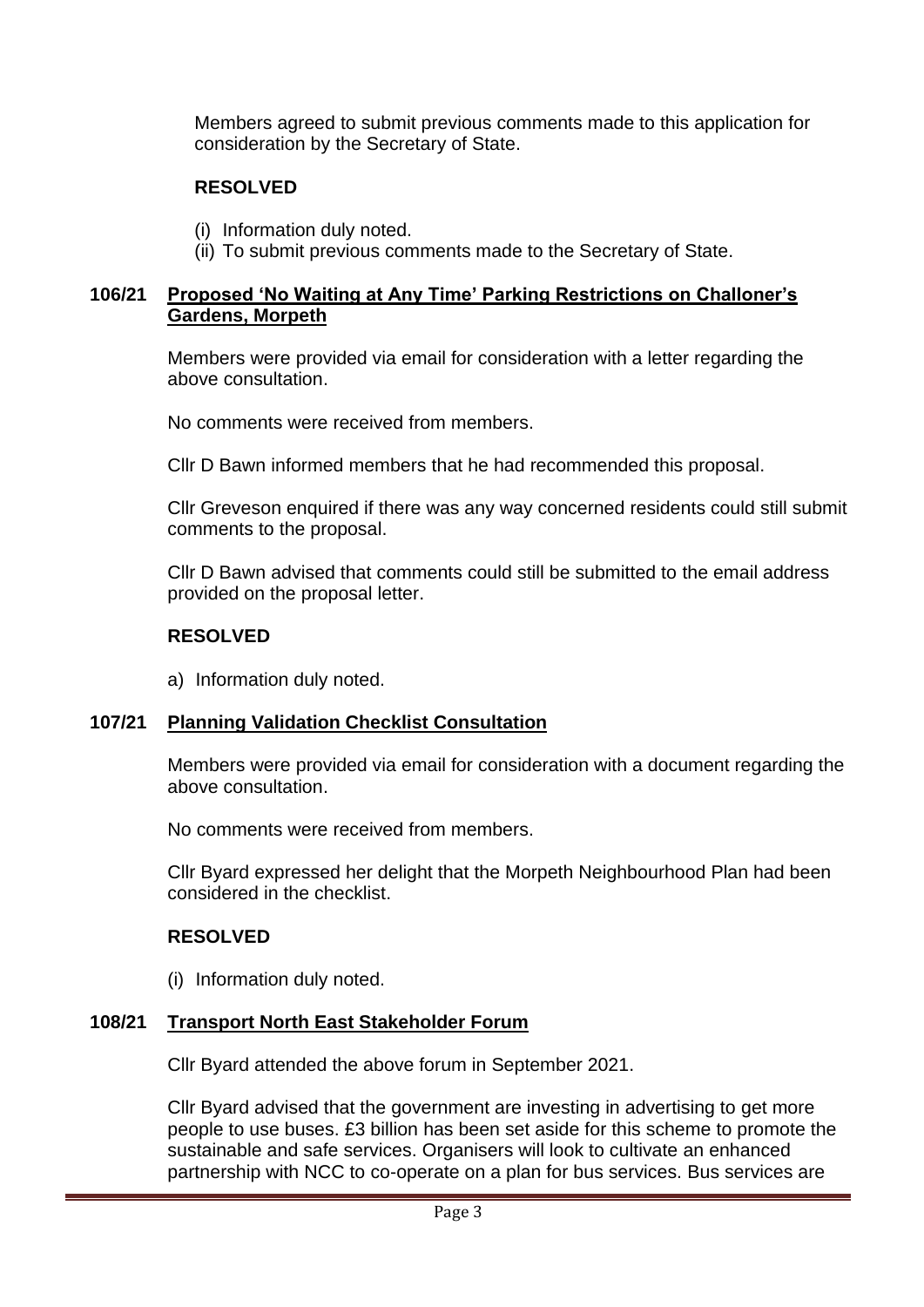Members agreed to submit previous comments made to this application for consideration by the Secretary of State.

**RESOLVED**

(i) Information duly noted.
(ii) To submit previous comments made to the Secretary of State.

### 106/21 Proposed 'No Waiting at Any Time' Parking Restrictions on Challoner's Gardens, Morpeth

Members were provided via email for consideration with a letter regarding the above consultation.

No comments were received from members.

Cllr D Bawn informed members that he had recommended this proposal.

Cllr Greveson enquired if there was any way concerned residents could still submit comments to the proposal.

Cllr D Bawn advised that comments could still be submitted to the email address provided on the proposal letter.

**RESOLVED**

a) Information duly noted.

### 107/21 Planning Validation Checklist Consultation

Members were provided via email for consideration with a document regarding the above consultation.

No comments were received from members.

Cllr Byard expressed her delight that the Morpeth Neighbourhood Plan had been considered in the checklist.

**RESOLVED**

(i) Information duly noted.

### 108/21 Transport North East Stakeholder Forum

Cllr Byard attended the above forum in September 2021.

Cllr Byard advised that the government are investing in advertising to get more people to use buses. £3 billion has been set aside for this scheme to promote the sustainable and safe services. Organisers will look to cultivate an enhanced partnership with NCC to co-operate on a plan for bus services. Bus services are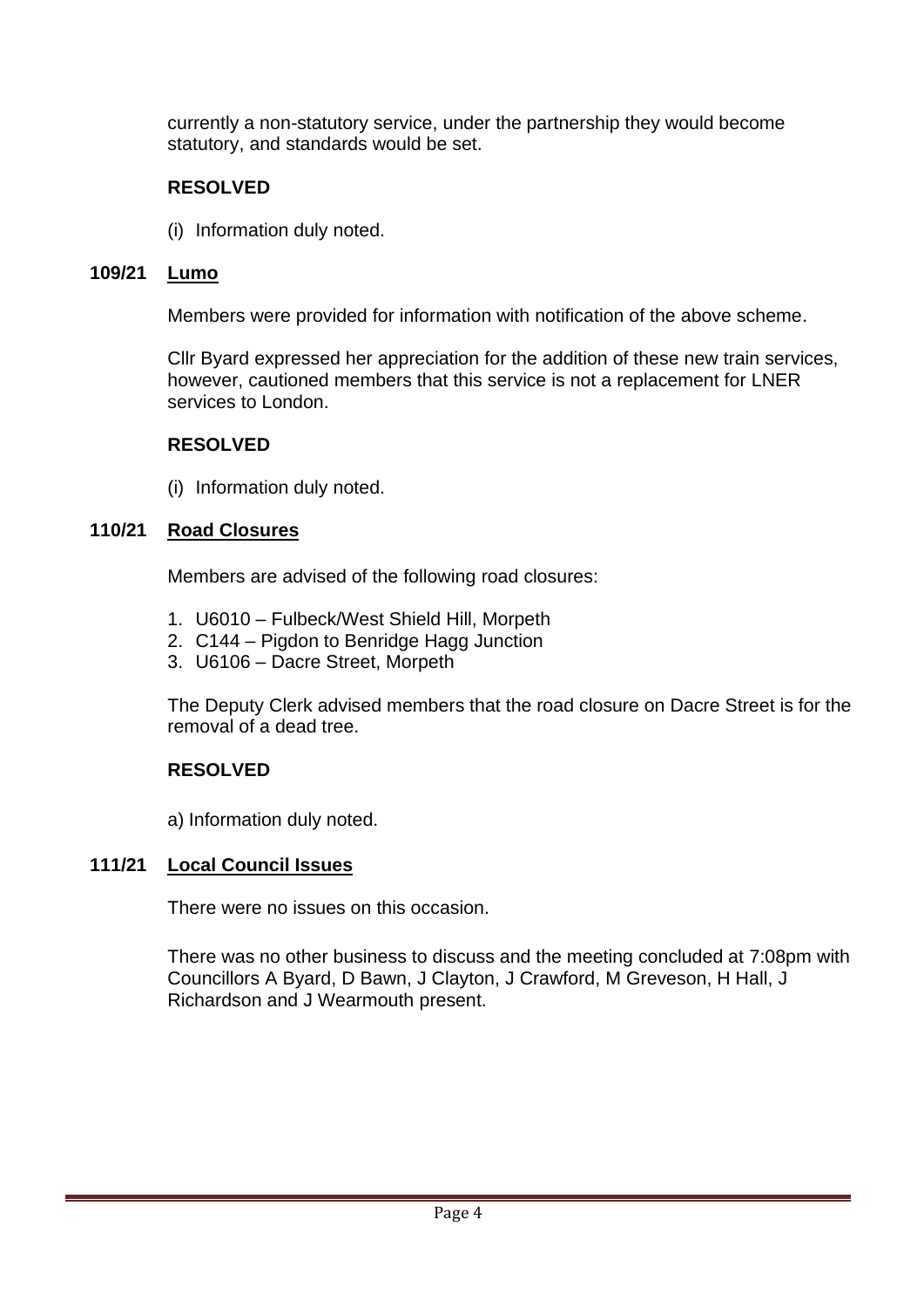currently a non-statutory service, under the partnership they would become statutory, and standards would be set.

**RESOLVED**

(i) Information duly noted.

### 109/21 Lumo

Members were provided for information with notification of the above scheme.

Cllr Byard expressed her appreciation for the addition of these new train services, however, cautioned members that this service is not a replacement for LNER services to London.

**RESOLVED**

(i) Information duly noted.

### 110/21 Road Closures

Members are advised of the following road closures:

1. U6010 – Fulbeck/West Shield Hill, Morpeth
2. C144 – Pigdon to Benridge Hagg Junction
3. U6106 – Dacre Street, Morpeth

The Deputy Clerk advised members that the road closure on Dacre Street is for the removal of a dead tree.

**RESOLVED**

a) Information duly noted.

### 111/21 Local Council Issues

There were no issues on this occasion.

There was no other business to discuss and the meeting concluded at 7:08pm with Councillors A Byard, D Bawn, J Clayton, J Crawford, M Greveson, H Hall, J Richardson and J Wearmouth present.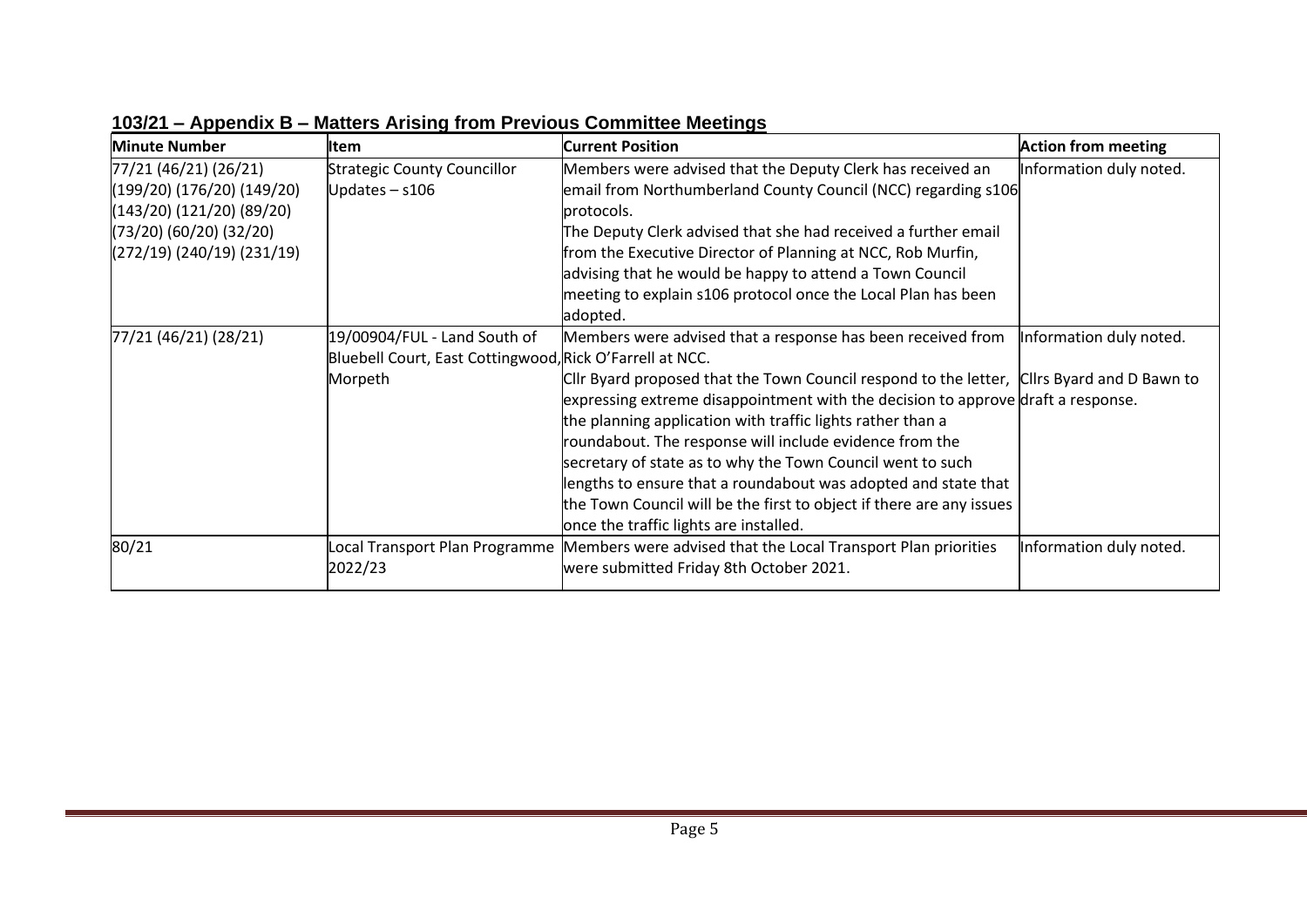## 103/21 – Appendix B – Matters Arising from Previous Committee Meetings

| Minute Number | Item | Current Position | Action from meeting |
|---|---|---|---|
| 77/21 (46/21) (26/21) (199/20) (176/20) (149/20) (143/20) (121/20) (89/20) (73/20) (60/20) (32/20) (272/19) (240/19) (231/19) | Strategic County Councillor Updates – s106 | Members were advised that the Deputy Clerk has received an email from Northumberland County Council (NCC) regarding s106 protocols.<br>The Deputy Clerk advised that she had received a further email from the Executive Director of Planning at NCC, Rob Murfin, advising that he would be happy to attend a Town Council meeting to explain s106 protocol once the Local Plan has been adopted. | Information duly noted. |
| 77/21 (46/21) (28/21) | 19/00904/FUL - Land South of Bluebell Court, East Cottingwood, Morpeth | Members were advised that a response has been received from Rick O'Farrell at NCC.<br>Cllr Byard proposed that the Town Council respond to the letter, expressing extreme disappointment with the decision to approve the planning application with traffic lights rather than a roundabout. The response will include evidence from the secretary of state as to why the Town Council went to such lengths to ensure that a roundabout was adopted and state that the Town Council will be the first to object if there are any issues once the traffic lights are installed. | Information duly noted.<br>Cllrs Byard and D Bawn to draft a response. |
| 80/21 | Local Transport Plan Programme 2022/23 | Members were advised that the Local Transport Plan priorities were submitted Friday 8th October 2021. | Information duly noted. |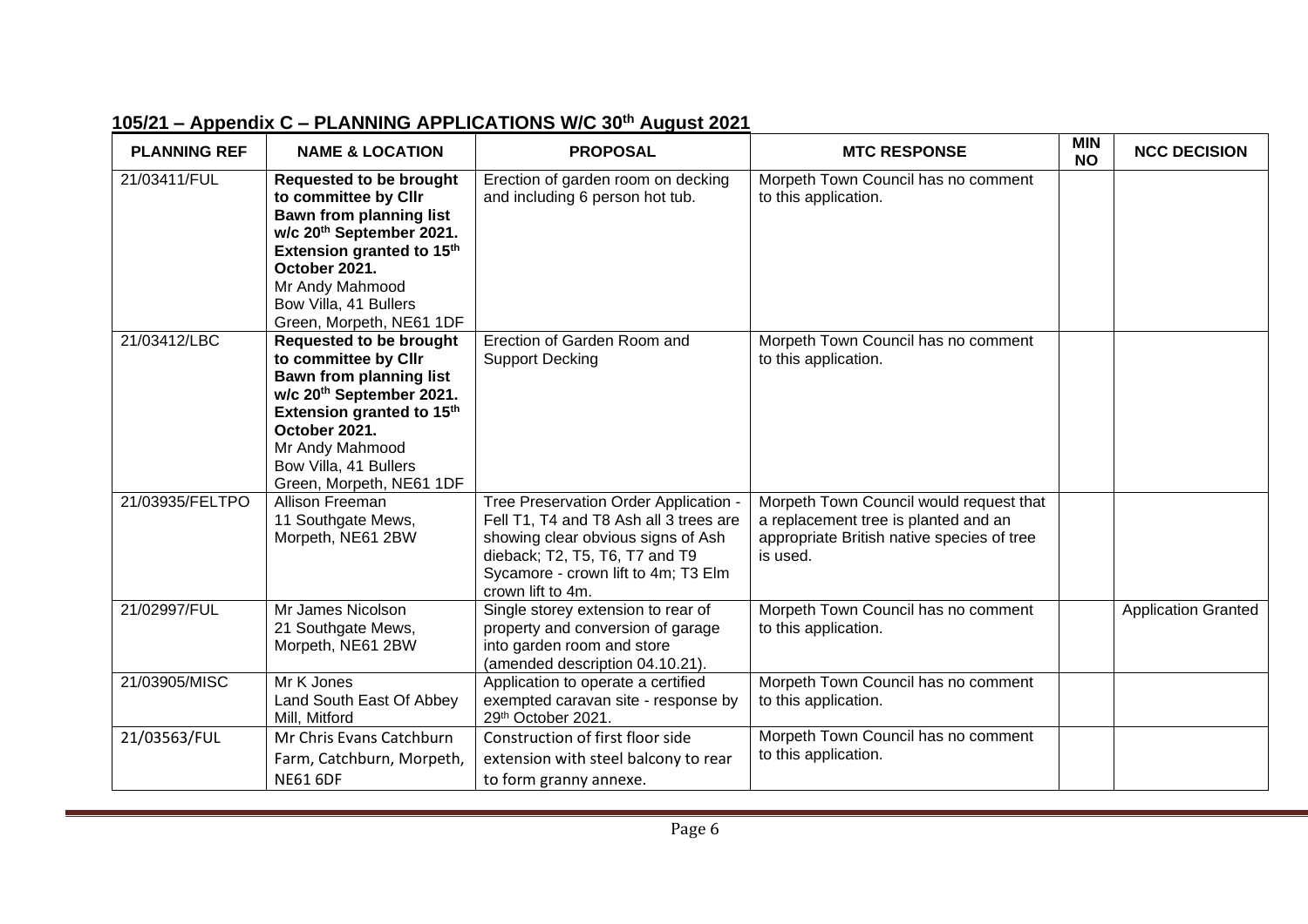## 105/21 – Appendix C – PLANNING APPLICATIONS W/C 30th August 2021

| PLANNING REF | NAME & LOCATION | PROPOSAL | MTC RESPONSE | MIN NO | NCC DECISION |
|---|---|---|---|---|---|
| 21/03411/FUL | **Requested to be brought to committee by Cllr Bawn from planning list w/c 20th September 2021. Extension granted to 15th October 2021.** Mr Andy Mahmood Bow Villa, 41 Bullers Green, Morpeth, NE61 1DF | Erection of garden room on decking and including 6 person hot tub. | Morpeth Town Council has no comment to this application. | | |
| 21/03412/LBC | **Requested to be brought to committee by Cllr Bawn from planning list w/c 20th September 2021. Extension granted to 15th October 2021.** Mr Andy Mahmood Bow Villa, 41 Bullers Green, Morpeth, NE61 1DF | Erection of Garden Room and Support Decking | Morpeth Town Council has no comment to this application. | | |
| 21/03935/FELTPO | Allison Freeman 11 Southgate Mews, Morpeth, NE61 2BW | Tree Preservation Order Application - Fell T1, T4 and T8 Ash all 3 trees are showing clear obvious signs of Ash dieback; T2, T5, T6, T7 and T9 Sycamore - crown lift to 4m; T3 Elm crown lift to 4m. | Morpeth Town Council would request that a replacement tree is planted and an appropriate British native species of tree is used. | | |
| 21/02997/FUL | Mr James Nicolson 21 Southgate Mews, Morpeth, NE61 2BW | Single storey extension to rear of property and conversion of garage into garden room and store (amended description 04.10.21). | Morpeth Town Council has no comment to this application. | | Application Granted |
| 21/03905/MISC | Mr K Jones Land South East Of Abbey Mill, Mitford | Application to operate a certified exempted caravan site - response by 29th October 2021. | Morpeth Town Council has no comment to this application. | | |
| 21/03563/FUL | Mr Chris Evans Catchburn Farm, Catchburn, Morpeth, NE61 6DF | Construction of first floor side extension with steel balcony to rear to form granny annexe. | Morpeth Town Council has no comment to this application. | | |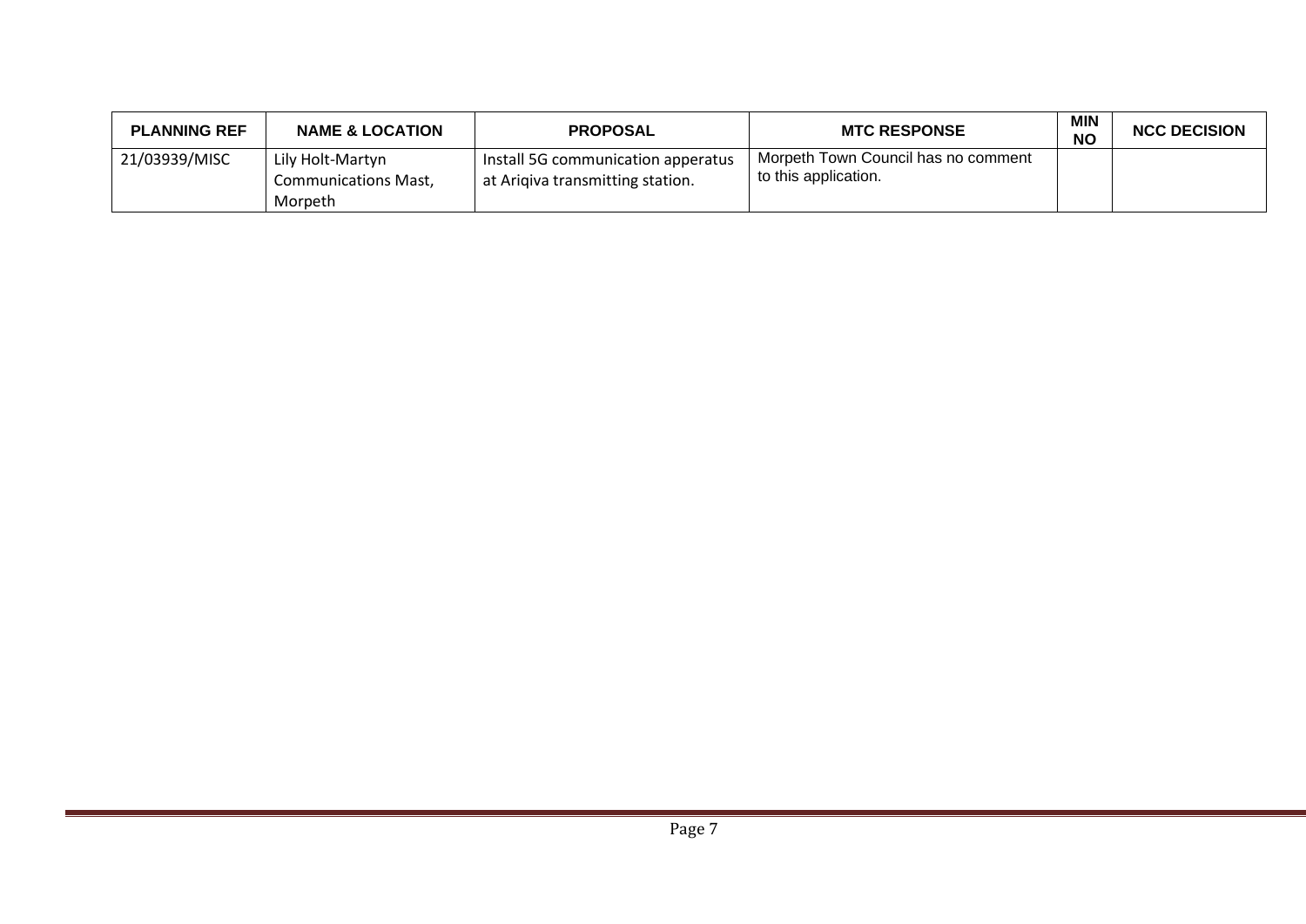| PLANNING REF | NAME & LOCATION | PROPOSAL | MTC RESPONSE | MIN NO | NCC DECISION |
|---|---|---|---|---|---|
| 21/03939/MISC | Lily Holt-Martyn Communications Mast, Morpeth | Install 5G communication apperatus at Ariqiva transmitting station. | Morpeth Town Council has no comment to this application. | | |